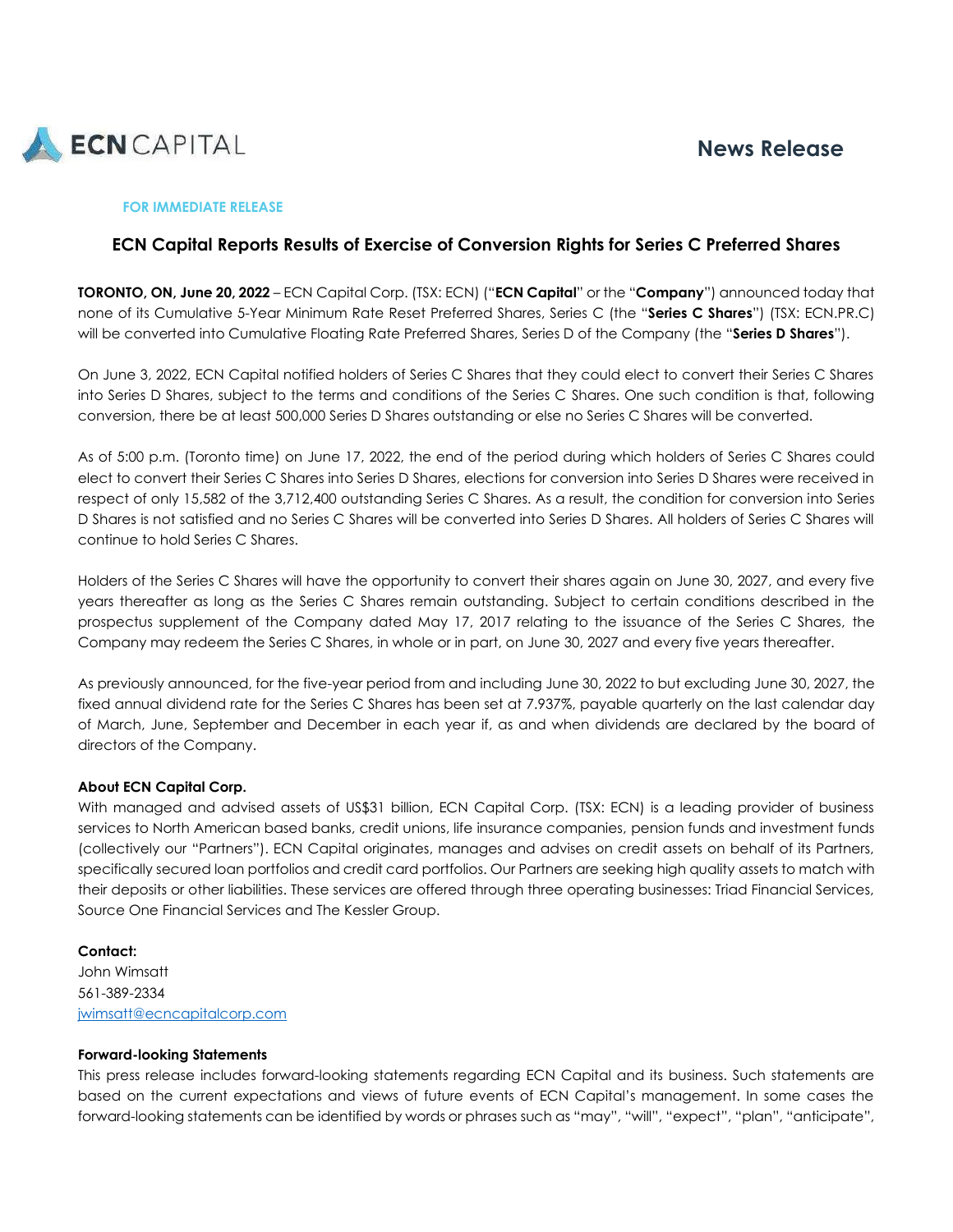ECN CAPITAL

# News Release

**FOR IMMEDIATE RELEASE**

## ECN Capital Reports Results of Exercise of Conversion Rights for Series C Preferred Shares

**TORONTO, ON, June 20, 2022** – ECN Capital Corp. (TSX: ECN) ("**ECN Capital**" or the "**Company**") announced today that none of its Cumulative 5-Year Minimum Rate Reset Preferred Shares, Series C (the "**Series C Shares**") (TSX: ECN.PR.C) will be converted into Cumulative Floating Rate Preferred Shares, Series D of the Company (the "**Series D Shares**").

On June 3, 2022, ECN Capital notified holders of Series C Shares that they could elect to convert their Series C Shares into Series D Shares, subject to the terms and conditions of the Series C Shares. One such condition is that, following conversion, there be at least 500,000 Series D Shares outstanding or else no Series C Shares will be converted.

As of 5:00 p.m. (Toronto time) on June 17, 2022, the end of the period during which holders of Series C Shares could elect to convert their Series C Shares into Series D Shares, elections for conversion into Series D Shares were received in respect of only 15,582 of the 3,712,400 outstanding Series C Shares. As a result, the condition for conversion into Series D Shares is not satisfied and no Series C Shares will be converted into Series D Shares. All holders of Series C Shares will continue to hold Series C Shares.

Holders of the Series C Shares will have the opportunity to convert their shares again on June 30, 2027, and every five years thereafter as long as the Series C Shares remain outstanding. Subject to certain conditions described in the prospectus supplement of the Company dated May 17, 2017 relating to the issuance of the Series C Shares, the Company may redeem the Series C Shares, in whole or in part, on June 30, 2027 and every five years thereafter.

As previously announced, for the five-year period from and including June 30, 2022 to but excluding June 30, 2027, the fixed annual dividend rate for the Series C Shares has been set at 7.937%, payable quarterly on the last calendar day of March, June, September and December in each year if, as and when dividends are declared by the board of directors of the Company.

**About ECN Capital Corp.**

With managed and advised assets of US$31 billion, ECN Capital Corp. (TSX: ECN) is a leading provider of business services to North American based banks, credit unions, life insurance companies, pension funds and investment funds (collectively our "Partners"). ECN Capital originates, manages and advises on credit assets on behalf of its Partners, specifically secured loan portfolios and credit card portfolios. Our Partners are seeking high quality assets to match with their deposits or other liabilities. These services are offered through three operating businesses: Triad Financial Services, Source One Financial Services and The Kessler Group.

**Contact:**
John Wimsatt
561-389-2334
jwimsatt@ecncapitalcorp.com

**Forward-looking Statements**

This press release includes forward-looking statements regarding ECN Capital and its business. Such statements are based on the current expectations and views of future events of ECN Capital's management. In some cases the forward-looking statements can be identified by words or phrases such as "may", "will", "expect", "plan", "anticipate",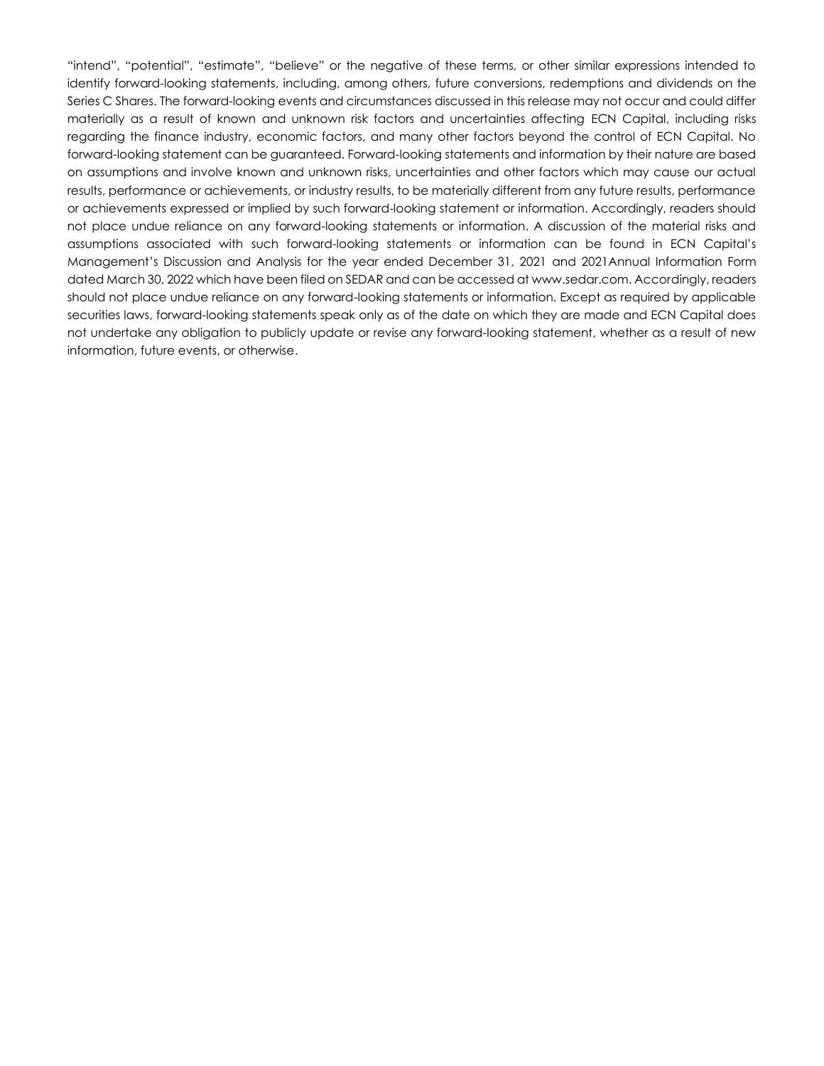"intend", "potential", "estimate", "believe" or the negative of these terms, or other similar expressions intended to identify forward-looking statements, including, among others, future conversions, redemptions and dividends on the Series C Shares. The forward-looking events and circumstances discussed in this release may not occur and could differ materially as a result of known and unknown risk factors and uncertainties affecting ECN Capital, including risks regarding the finance industry, economic factors, and many other factors beyond the control of ECN Capital. No forward-looking statement can be guaranteed. Forward-looking statements and information by their nature are based on assumptions and involve known and unknown risks, uncertainties and other factors which may cause our actual results, performance or achievements, or industry results, to be materially different from any future results, performance or achievements expressed or implied by such forward-looking statement or information. Accordingly, readers should not place undue reliance on any forward-looking statements or information. A discussion of the material risks and assumptions associated with such forward-looking statements or information can be found in ECN Capital's Management's Discussion and Analysis for the year ended December 31, 2021 and 2021Annual Information Form dated March 30, 2022 which have been filed on SEDAR and can be accessed at www.sedar.com. Accordingly, readers should not place undue reliance on any forward-looking statements or information. Except as required by applicable securities laws, forward-looking statements speak only as of the date on which they are made and ECN Capital does not undertake any obligation to publicly update or revise any forward-looking statement, whether as a result of new information, future events, or otherwise.